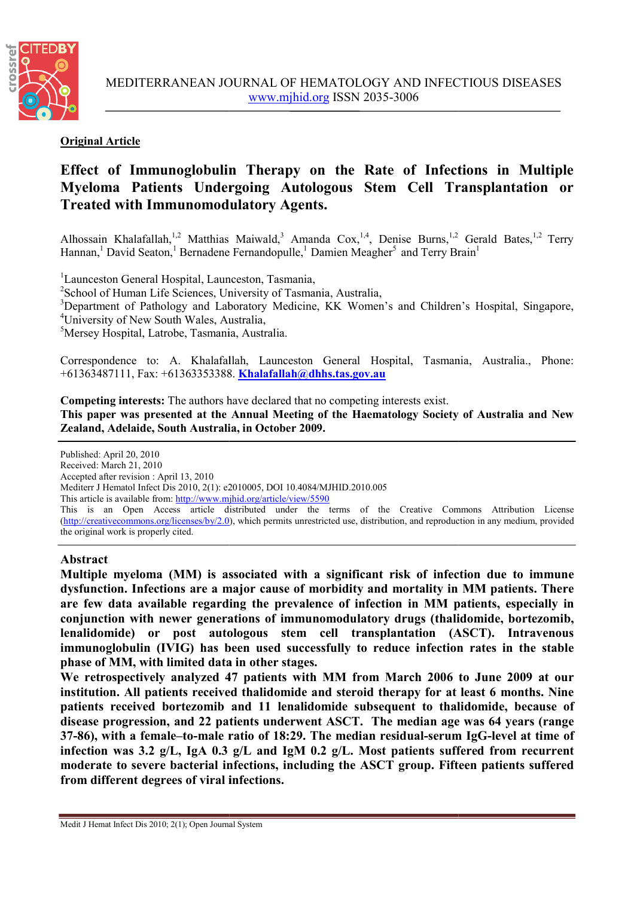MEDITERRANEAN JOURNAL OF HEMATOLOGY AND INFECTIOUS DISEASES
www.mjhid.org ISSN 2035-3006

**Original Article**

# Effect of Immunoglobulin Therapy on the Rate of Infections in Multiple Myeloma Patients Undergoing Autologous Stem Cell Transplantation or Treated with Immunomodulatory Agents.

Alhossain Khalafallah,[1,2] Matthias Maiwald,[3] Amanda Cox,[1,4], Denise Burns,[1,2] Gerald Bates,[1,2] Terry Hannan,[1] David Seaton,[1] Bernadene Fernandopulle,[1] Damien Meagher[5] and Terry Brain[1]

[1]Launceston General Hospital, Launceston, Tasmania,
[2]School of Human Life Sciences, University of Tasmania, Australia,
[3]Department of Pathology and Laboratory Medicine, KK Women's and Children's Hospital, Singapore,
[4]University of New South Wales, Australia,
[5]Mersey Hospital, Latrobe, Tasmania, Australia.

Correspondence to: A. Khalafallah, Launceston General Hospital, Tasmania, Australia., Phone: +61363487111, Fax: +61363353388. **Khalafallah@dhhs.tas.gov.au**

**Competing interests:** The authors have declared that no competing interests exist.
**This paper was presented at the Annual Meeting of the Haematology Society of Australia and New Zealand, Adelaide, South Australia, in October 2009.**

Published: April 20, 2010
Received: March 21, 2010
Accepted after revision : April 13, 2010
Mediterr J Hematol Infect Dis 2010, 2(1): e2010005, DOI 10.4084/MJHID.2010.005
This article is available from: http://www.mjhid.org/article/view/5590
This is an Open Access article distributed under the terms of the Creative Commons Attribution License (http://creativecommons.org/licenses/by/2.0), which permits unrestricted use, distribution, and reproduction in any medium, provided the original work is properly cited.

## Abstract

**Multiple myeloma (MM) is associated with a significant risk of infection due to immune dysfunction. Infections are a major cause of morbidity and mortality in MM patients. There are few data available regarding the prevalence of infection in MM patients, especially in conjunction with newer generations of immunomodulatory drugs (thalidomide, bortezomib, lenalidomide) or post autologous stem cell transplantation (ASCT). Intravenous immunoglobulin (IVIG) has been used successfully to reduce infection rates in the stable phase of MM, with limited data in other stages.**

**We retrospectively analyzed 47 patients with MM from March 2006 to June 2009 at our institution. All patients received thalidomide and steroid therapy for at least 6 months. Nine patients received bortezomib and 11 lenalidomide subsequent to thalidomide, because of disease progression, and 22 patients underwent ASCT. The median age was 64 years (range 37-86), with a female–to-male ratio of 18:29. The median residual-serum IgG-level at time of infection was 3.2 g/L, IgA 0.3 g/L and IgM 0.2 g/L. Most patients suffered from recurrent moderate to severe bacterial infections, including the ASCT group. Fifteen patients suffered from different degrees of viral infections.**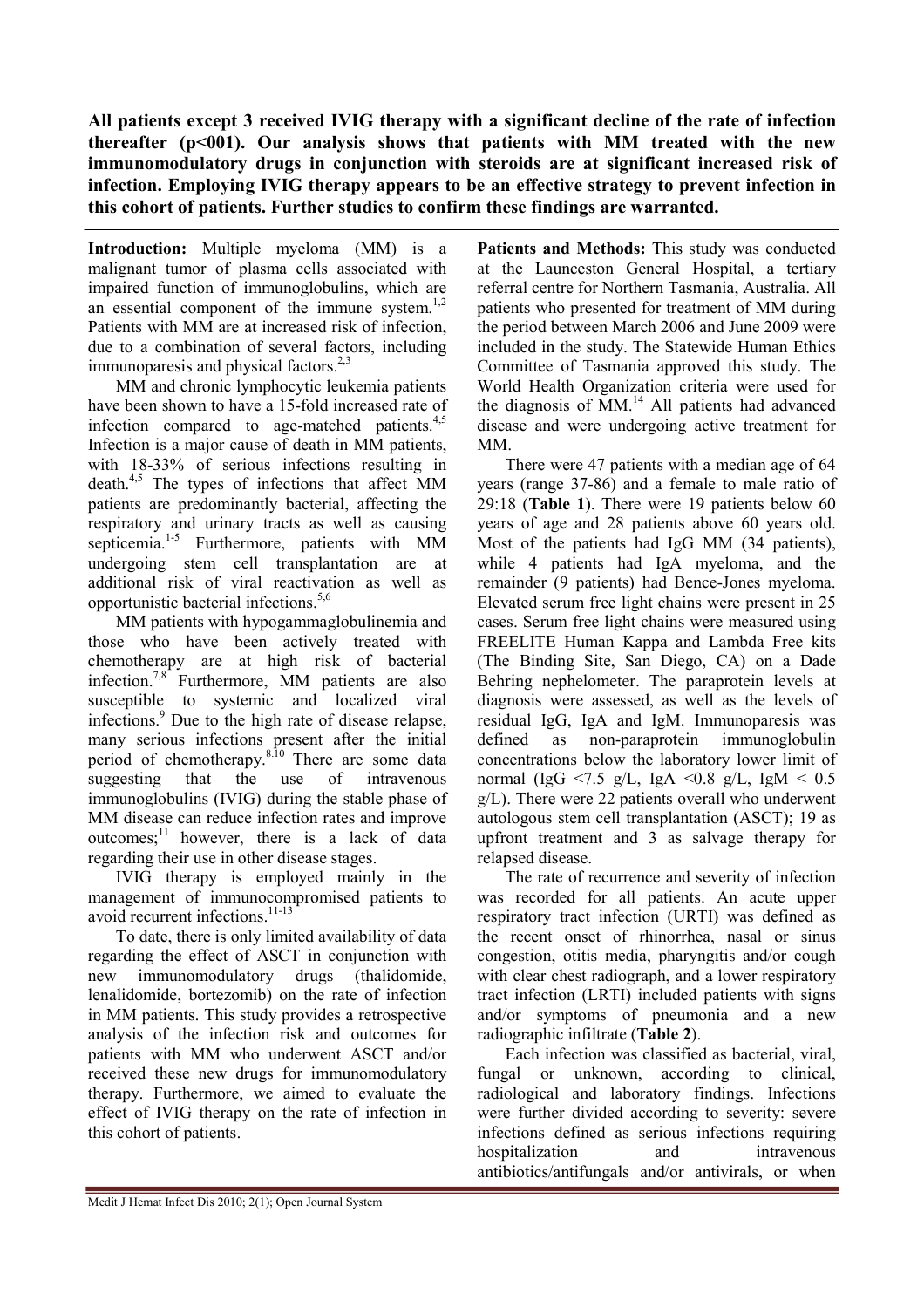**All patients except 3 received IVIG therapy with a significant decline of the rate of infection thereafter (p<001). Our analysis shows that patients with MM treated with the new immunomodulatory drugs in conjunction with steroids are at significant increased risk of infection. Employing IVIG therapy appears to be an effective strategy to prevent infection in this cohort of patients. Further studies to confirm these findings are warranted.**

**Introduction:** Multiple myeloma (MM) is a malignant tumor of plasma cells associated with impaired function of immunoglobulins, which are an essential component of the immune system.[1,2] Patients with MM are at increased risk of infection, due to a combination of several factors, including immunoparesis and physical factors.[2,3]

MM and chronic lymphocytic leukemia patients have been shown to have a 15-fold increased rate of infection compared to age-matched patients.[4,5] Infection is a major cause of death in MM patients, with 18-33% of serious infections resulting in death.[4,5] The types of infections that affect MM patients are predominantly bacterial, affecting the respiratory and urinary tracts as well as causing septicemia.[1-5] Furthermore, patients with MM undergoing stem cell transplantation are at additional risk of viral reactivation as well as opportunistic bacterial infections.[5,6]

MM patients with hypogammaglobulinemia and those who have been actively treated with chemotherapy are at high risk of bacterial infection.[7,8] Furthermore, MM patients are also susceptible to systemic and localized viral infections.[9] Due to the high rate of disease relapse, many serious infections present after the initial period of chemotherapy.[8,10] There are some data suggesting that the use of intravenous immunoglobulins (IVIG) during the stable phase of MM disease can reduce infection rates and improve outcomes;[11] however, there is a lack of data regarding their use in other disease stages.

IVIG therapy is employed mainly in the management of immunocompromised patients to avoid recurrent infections.[11-13]

To date, there is only limited availability of data regarding the effect of ASCT in conjunction with new immunomodulatory drugs (thalidomide, lenalidomide, bortezomib) on the rate of infection in MM patients. This study provides a retrospective analysis of the infection risk and outcomes for patients with MM who underwent ASCT and/or received these new drugs for immunomodulatory therapy. Furthermore, we aimed to evaluate the effect of IVIG therapy on the rate of infection in this cohort of patients.

**Patients and Methods:** This study was conducted at the Launceston General Hospital, a tertiary referral centre for Northern Tasmania, Australia. All patients who presented for treatment of MM during the period between March 2006 and June 2009 were included in the study. The Statewide Human Ethics Committee of Tasmania approved this study. The World Health Organization criteria were used for the diagnosis of MM.[14] All patients had advanced disease and were undergoing active treatment for MM.

There were 47 patients with a median age of 64 years (range 37-86) and a female to male ratio of 29:18 (**Table 1**). There were 19 patients below 60 years of age and 28 patients above 60 years old. Most of the patients had IgG MM (34 patients), while 4 patients had IgA myeloma, and the remainder (9 patients) had Bence-Jones myeloma. Elevated serum free light chains were present in 25 cases. Serum free light chains were measured using FREELITE Human Kappa and Lambda Free kits (The Binding Site, San Diego, CA) on a Dade Behring nephelometer. The paraprotein levels at diagnosis were assessed, as well as the levels of residual IgG, IgA and IgM. Immunoparesis was defined as non-paraprotein immunoglobulin concentrations below the laboratory lower limit of normal (IgG <7.5 g/L, IgA <0.8 g/L, IgM < 0.5 g/L). There were 22 patients overall who underwent autologous stem cell transplantation (ASCT); 19 as upfront treatment and 3 as salvage therapy for relapsed disease.

The rate of recurrence and severity of infection was recorded for all patients. An acute upper respiratory tract infection (URTI) was defined as the recent onset of rhinorrhea, nasal or sinus congestion, otitis media, pharyngitis and/or cough with clear chest radiograph, and a lower respiratory tract infection (LRTI) included patients with signs and/or symptoms of pneumonia and a new radiographic infiltrate (**Table 2**).

Each infection was classified as bacterial, viral, fungal or unknown, according to clinical, radiological and laboratory findings. Infections were further divided according to severity: severe infections defined as serious infections requiring hospitalization and intravenous antibiotics/antifungals and/or antivirals, or when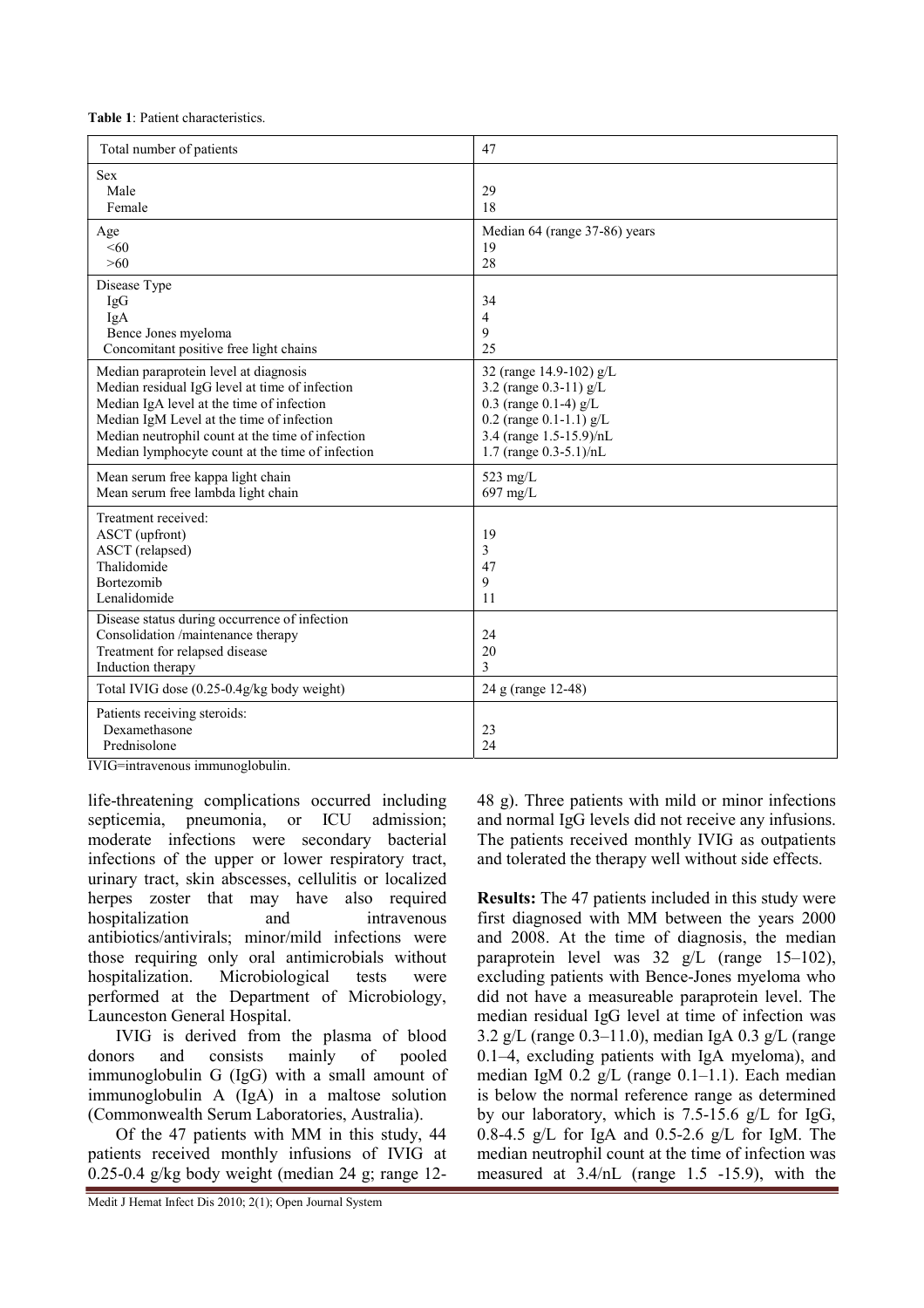**Table 1**: Patient characteristics.

| Total number of patients | 47 |
|---|---|
| Sex<br>Male<br>Female | <br>29<br>18 |
| Age<br><60<br>>60 | Median 64 (range 37-86) years<br>19<br>28 |
| Disease Type<br>IgG<br>IgA<br>Bence Jones myeloma<br>Concomitant positive free light chains | <br>34<br>4<br>9<br>25 |
| Median paraprotein level at diagnosis<br>Median residual IgG level at time of infection<br>Median IgA level at the time of infection<br>Median IgM Level at the time of infection<br>Median neutrophil count at the time of infection<br>Median lymphocyte count at the time of infection | 32 (range 14.9-102) g/L<br>3.2 (range 0.3-11) g/L<br>0.3 (range 0.1-4) g/L<br>0.2 (range 0.1-1.1) g/L<br>3.4 (range 1.5-15.9)/nL<br>1.7 (range 0.3-5.1)/nL |
| Mean serum free kappa light chain<br>Mean serum free lambda light chain | 523 mg/L<br>697 mg/L |
| Treatment received:<br>ASCT (upfront)<br>ASCT (relapsed)<br>Thalidomide<br>Bortezomib<br>Lenalidomide | <br>19<br>3<br>47<br>9<br>11 |
| Disease status during occurrence of infection<br>Consolidation /maintenance therapy<br>Treatment for relapsed disease<br>Induction therapy | <br>24<br>20<br>3 |
| Total IVIG dose (0.25-0.4g/kg body weight) | 24 g (range 12-48) |
| Patients receiving steroids:<br>Dexamethasone<br>Prednisolone | <br>23<br>24 |

IVIG=intravenous immunoglobulin.

life-threatening complications occurred including septicemia, pneumonia, or ICU admission; moderate infections were secondary bacterial infections of the upper or lower respiratory tract, urinary tract, skin abscesses, cellulitis or localized herpes zoster that may have also required hospitalization and intravenous antibiotics/antivirals; minor/mild infections were those requiring only oral antimicrobials without hospitalization. Microbiological tests were performed at the Department of Microbiology, Launceston General Hospital.

IVIG is derived from the plasma of blood donors and consists mainly of pooled immunoglobulin G (IgG) with a small amount of immunoglobulin A (IgA) in a maltose solution (Commonwealth Serum Laboratories, Australia).

Of the 47 patients with MM in this study, 44 patients received monthly infusions of IVIG at 0.25-0.4 g/kg body weight (median 24 g; range 12-48 g). Three patients with mild or minor infections and normal IgG levels did not receive any infusions. The patients received monthly IVIG as outpatients and tolerated the therapy well without side effects.

**Results:** The 47 patients included in this study were first diagnosed with MM between the years 2000 and 2008. At the time of diagnosis, the median paraprotein level was 32 g/L (range 15–102), excluding patients with Bence-Jones myeloma who did not have a measureable paraprotein level. The median residual IgG level at time of infection was 3.2 g/L (range 0.3–11.0), median IgA 0.3 g/L (range 0.1–4, excluding patients with IgA myeloma), and median IgM 0.2 g/L (range 0.1–1.1). Each median is below the normal reference range as determined by our laboratory, which is 7.5-15.6 g/L for IgG, 0.8-4.5 g/L for IgA and 0.5-2.6 g/L for IgM. The median neutrophil count at the time of infection was measured at 3.4/nL (range 1.5 -15.9), with the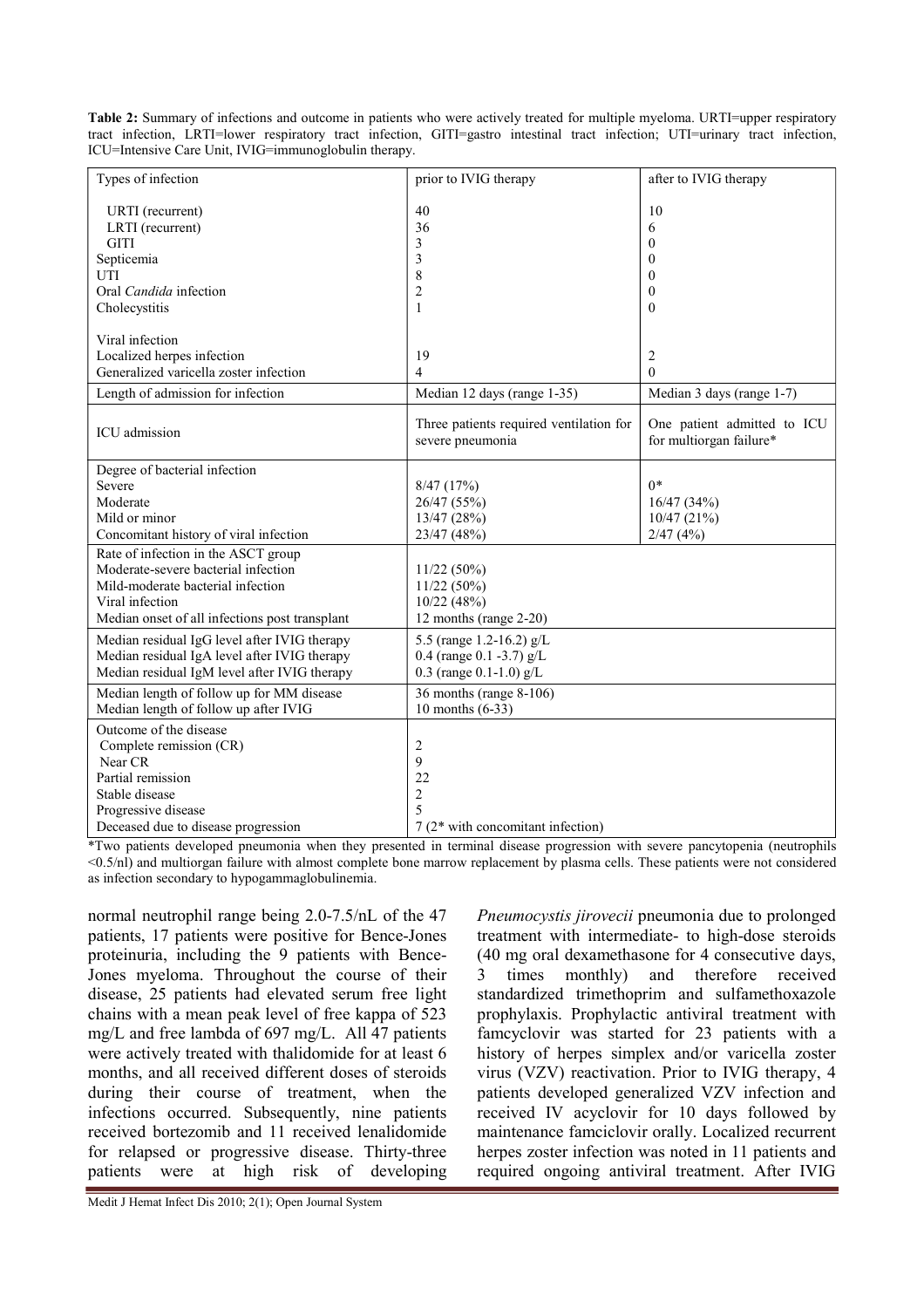**Table 2:** Summary of infections and outcome in patients who were actively treated for multiple myeloma. URTI=upper respiratory tract infection, LRTI=lower respiratory tract infection, GITI=gastro intestinal tract infection; UTI=urinary tract infection, ICU=Intensive Care Unit, IVIG=immunoglobulin therapy.

| Types of infection | prior to IVIG therapy | after to IVIG therapy |
|---|---|---|
| URTI (recurrent) | 40 | 10 |
| LRTI (recurrent) | 36 | 6 |
| GITI | 3 | 0 |
| Septicemia | 3 | 0 |
| UTI | 8 | 0 |
| Oral *Candida* infection | 2 | 0 |
| Cholecystitis | 1 | 0 |
| Viral infection | | |
| Localized herpes infection | 19 | 2 |
| Generalized varicella zoster infection | 4 | 0 |
| Length of admission for infection | Median 12 days (range 1-35) | Median 3 days (range 1-7) |
| ICU admission | Three patients required ventilation for severe pneumonia | One patient admitted to ICU for multiorgan failure* |
| Degree of bacterial infection | | |
| Severe | 8/47 (17%) | 0* |
| Moderate | 26/47 (55%) | 16/47 (34%) |
| Mild or minor | 13/47 (28%) | 10/47 (21%) |
| Concomitant history of viral infection | 23/47 (48%) | 2/47 (4%) |
| Rate of infection in the ASCT group | | |
| Moderate-severe bacterial infection | 11/22 (50%) | |
| Mild-moderate bacterial infection | 11/22 (50%) | |
| Viral infection | 10/22 (48%) | |
| Median onset of all infections post transplant | 12 months (range 2-20) | |
| Median residual IgG level after IVIG therapy | 5.5 (range 1.2-16.2) g/L | |
| Median residual IgA level after IVIG therapy | 0.4 (range 0.1 -3.7) g/L | |
| Median residual IgM level after IVIG therapy | 0.3 (range 0.1-1.0) g/L | |
| Median length of follow up for MM disease | 36 months (range 8-106) | |
| Median length of follow up after IVIG | 10 months (6-33) | |
| Outcome of the disease | | |
| Complete remission (CR) | 2 | |
| Near CR | 9 | |
| Partial remission | 22 | |
| Stable disease | 2 | |
| Progressive disease | 5 | |
| Deceased due to disease progression | 7 (2* with concomitant infection) | |

*Two patients developed pneumonia when they presented in terminal disease progression with severe pancytopenia (neutrophils <0.5/nl) and multiorgan failure with almost complete bone marrow replacement by plasma cells. These patients were not considered as infection secondary to hypogammaglobulinemia.

normal neutrophil range being 2.0-7.5/nL of the 47 patients, 17 patients were positive for Bence-Jones proteinuria, including the 9 patients with Bence-Jones myeloma. Throughout the course of their disease, 25 patients had elevated serum free light chains with a mean peak level of free kappa of 523 mg/L and free lambda of 697 mg/L. All 47 patients were actively treated with thalidomide for at least 6 months, and all received different doses of steroids during their course of treatment, when the infections occurred. Subsequently, nine patients received bortezomib and 11 received lenalidomide for relapsed or progressive disease. Thirty-three patients were at high risk of developing *Pneumocystis jirovecii* pneumonia due to prolonged treatment with intermediate- to high-dose steroids (40 mg oral dexamethasone for 4 consecutive days, 3 times monthly) and therefore received standardized trimethoprim and sulfamethoxazole prophylaxis. Prophylactic antiviral treatment with famcyclovir was started for 23 patients with a history of herpes simplex and/or varicella zoster virus (VZV) reactivation. Prior to IVIG therapy, 4 patients developed generalized VZV infection and received IV acyclovir for 10 days followed by maintenance famciclovir orally. Localized recurrent herpes zoster infection was noted in 11 patients and required ongoing antiviral treatment. After IVIG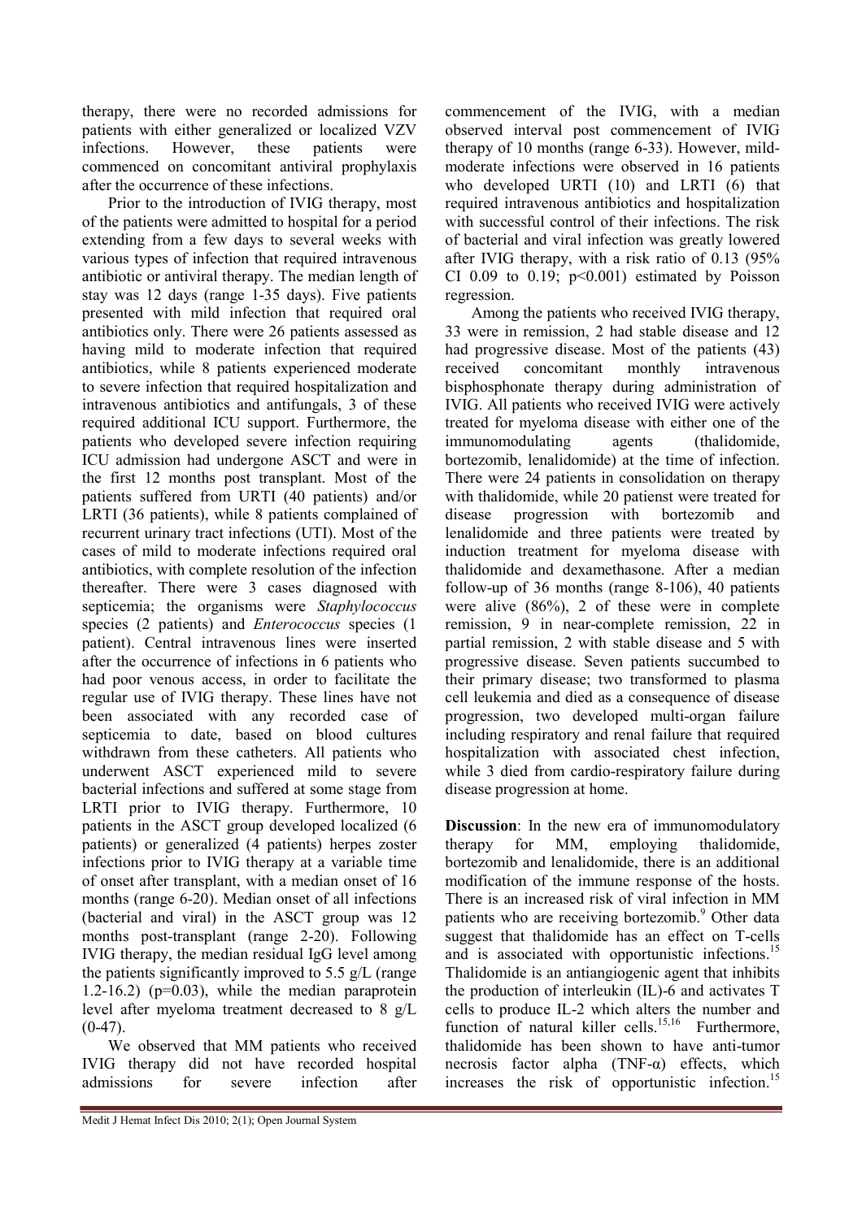therapy, there were no recorded admissions for patients with either generalized or localized VZV infections. However, these patients were commenced on concomitant antiviral prophylaxis after the occurrence of these infections.

Prior to the introduction of IVIG therapy, most of the patients were admitted to hospital for a period extending from a few days to several weeks with various types of infection that required intravenous antibiotic or antiviral therapy. The median length of stay was 12 days (range 1-35 days). Five patients presented with mild infection that required oral antibiotics only. There were 26 patients assessed as having mild to moderate infection that required antibiotics, while 8 patients experienced moderate to severe infection that required hospitalization and intravenous antibiotics and antifungals, 3 of these required additional ICU support. Furthermore, the patients who developed severe infection requiring ICU admission had undergone ASCT and were in the first 12 months post transplant. Most of the patients suffered from URTI (40 patients) and/or LRTI (36 patients), while 8 patients complained of recurrent urinary tract infections (UTI). Most of the cases of mild to moderate infections required oral antibiotics, with complete resolution of the infection thereafter. There were 3 cases diagnosed with septicemia; the organisms were *Staphylococcus* species (2 patients) and *Enterococcus* species (1 patient). Central intravenous lines were inserted after the occurrence of infections in 6 patients who had poor venous access, in order to facilitate the regular use of IVIG therapy. These lines have not been associated with any recorded case of septicemia to date, based on blood cultures withdrawn from these catheters. All patients who underwent ASCT experienced mild to severe bacterial infections and suffered at some stage from LRTI prior to IVIG therapy. Furthermore, 10 patients in the ASCT group developed localized (6 patients) or generalized (4 patients) herpes zoster infections prior to IVIG therapy at a variable time of onset after transplant, with a median onset of 16 months (range 6-20). Median onset of all infections (bacterial and viral) in the ASCT group was 12 months post-transplant (range 2-20). Following IVIG therapy, the median residual IgG level among the patients significantly improved to 5.5 g/L (range 1.2-16.2) ($p=0.03$), while the median paraprotein level after myeloma treatment decreased to 8 g/L (0-47).

We observed that MM patients who received IVIG therapy did not have recorded hospital admissions for severe infection after commencement of the IVIG, with a median observed interval post commencement of IVIG therapy of 10 months (range 6-33). However, mild-moderate infections were observed in 16 patients who developed URTI (10) and LRTI (6) that required intravenous antibiotics and hospitalization with successful control of their infections. The risk of bacterial and viral infection was greatly lowered after IVIG therapy, with a risk ratio of 0.13 (95% CI 0.09 to 0.19; $p<0.001$) estimated by Poisson regression.

Among the patients who received IVIG therapy, 33 were in remission, 2 had stable disease and 12 had progressive disease. Most of the patients (43) received concomitant monthly intravenous bisphosphonate therapy during administration of IVIG. All patients who received IVIG were actively treated for myeloma disease with either one of the immunomodulating agents (thalidomide, bortezomib, lenalidomide) at the time of infection. There were 24 patients in consolidation on therapy with thalidomide, while 20 patienst were treated for disease progression with bortezomib and lenalidomide and three patients were treated by induction treatment for myeloma disease with thalidomide and dexamethasone. After a median follow-up of 36 months (range 8-106), 40 patients were alive (86%), 2 of these were in complete remission, 9 in near-complete remission, 22 in partial remission, 2 with stable disease and 5 with progressive disease. Seven patients succumbed to their primary disease; two transformed to plasma cell leukemia and died as a consequence of disease progression, two developed multi-organ failure including respiratory and renal failure that required hospitalization with associated chest infection, while 3 died from cardio-respiratory failure during disease progression at home.

**Discussion**: In the new era of immunomodulatory therapy for MM, employing thalidomide, bortezomib and lenalidomide, there is an additional modification of the immune response of the hosts. There is an increased risk of viral infection in MM patients who are receiving bortezomib.[9] Other data suggest that thalidomide has an effect on T-cells and is associated with opportunistic infections.[15] Thalidomide is an antiangiogenic agent that inhibits the production of interleukin (IL)-6 and activates T cells to produce IL-2 which alters the number and function of natural killer cells.[15,16] Furthermore, thalidomide has been shown to have anti-tumor necrosis factor alpha (TNF-α) effects, which increases the risk of opportunistic infection.[15]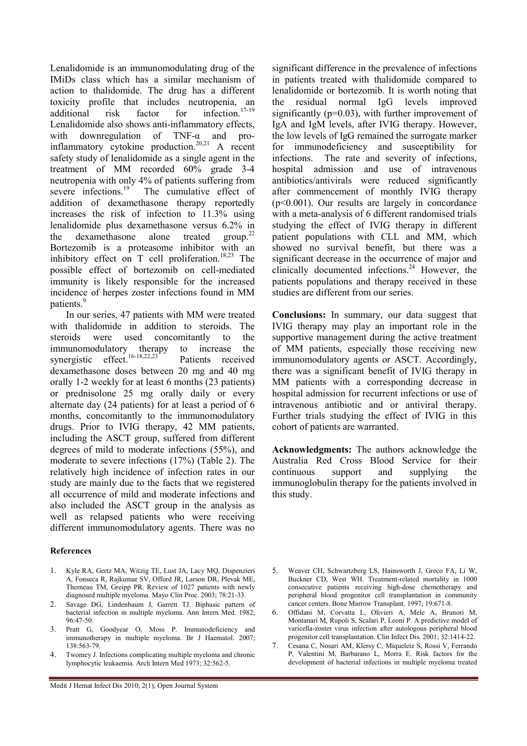Lenalidomide is an immunomodulating drug of the IMiDs class which has a similar mechanism of action to thalidomide. The drug has a different toxicity profile that includes neutropenia, an additional risk factor for infection.[17-19] Lenalidomide also shows anti-inflammatory effects, with downregulation of TNF-α and pro-inflammatory cytokine production.[20,21] A recent safety study of lenalidomide as a single agent in the treatment of MM recorded 60% grade 3-4 neutropenia with only 4% of patients suffering from severe infections.[19] The cumulative effect of addition of dexamethasone therapy reportedly increases the risk of infection to 11.3% using lenalidomide plus dexamethasone versus 6.2% in the dexamethasone alone treated group.[22] Bortezomib is a proteasome inhibitor with an inhibitory effect on T cell proliferation.[18,23] The possible effect of bortezomib on cell-mediated immunity is likely responsible for the increased incidence of herpes zoster infections found in MM patients.[9]

In our series, 47 patients with MM were treated with thalidomide in addition to steroids. The steroids were used concomitantly to the immunomodulatory therapy to increase the synergistic effect.[16-18,22,23] Patients received dexamethasone doses between 20 mg and 40 mg orally 1-2 weekly for at least 6 months (23 patients) or prednisolone 25 mg orally daily or every alternate day (24 patients) for at least a period of 6 months, concomitantly to the immunomodulatory drugs. Prior to IVIG therapy, 42 MM patients, including the ASCT group, suffered from different degrees of mild to moderate infections (55%), and moderate to severe infections (17%) (Table 2). The relatively high incidence of infection rates in our study are mainly due to the facts that we registered all occurrence of mild and moderate infections and also included the ASCT group in the analysis as well as relapsed patients who were receiving different immunomodulatory agents. There was no significant difference in the prevalence of infections in patients treated with thalidomide compared to lenalidomide or bortezomib. It is worth noting that the residual normal IgG levels improved significantly ($p=0.03$), with further improvement of IgA and IgM levels, after IVIG therapy. However, the low levels of IgG remained the surrogate marker for immunodeficiency and susceptibility for infections. The rate and severity of infections, hospital admission and use of intravenous antibiotics/antivirals were reduced significantly after commencement of monthly IVIG therapy ($p<0.001$). Our results are largely in concordance with a meta-analysis of 6 different randomised trials studying the effect of IVIG therapy in different patient populations with CLL and MM, which showed no survival benefit, but there was a significant decrease in the occurrence of major and clinically documented infections.[24] However, the patients populations and therapy received in these studies are different from our series.

**Conclusions:** In summary, our data suggest that IVIG therapy may play an important role in the supportive management during the active treatment of MM patients, especially those receiving new immunomodulatory agents or ASCT. Accordingly, there was a significant benefit of IVIG therapy in MM patients with a corresponding decrease in hospital admission for recurrent infections or use of intravenous antibiotic and or antiviral therapy. Further trials studying the effect of IVIG in this cohort of patients are warranted.

**Acknowledgments:** The authors acknowledge the Australia Red Cross Blood Service for their continuous support and supplying the immunoglobulin therapy for the patients involved in this study.

**References**

1. Kyle RA, Gertz MA, Witzig TE, Lust JA, Lacy MQ, Dispenzieri A, Fonseca R, Rajkumar SV, Offord JR, Larson DR, Plevak ME, Therneau TM, Greipp PR. Review of 1027 patients with newly diagnosed multiple myeloma. Mayo Clin Proc. 2003; 78:21-33.
2. Savage DG, Lindenbaum J, Garrett TJ. Biphasic pattern of bacterial infection in multiple myeloma. Ann Intern Med. 1982; 96:47-50.
3. Pratt G, Goodyear O, Moss P. Immunodeficiency and immunotherapy in multiple myeloma. Br J Haematol. 2007; 138:563-79.
4. Twomey J. Infections complicating multiple myeloma and chronic lymphocytic leukaemia. Arch Intern Med 1973; 32:562-5.
5. Weaver CH, Schwartzberg LS, Hainsworth J, Greco FA, Li W, Buckner CD, West WH. Treatment-related mortality in 1000 consecutive patients receiving high-dose chemotherapy and peripheral blood progenitor cell transplantation in community cancer centers. Bone Marrow Transplant. 1997; 19:671-8.
6. Offidani M, Corvatta L, Olivieri A, Mele A, Brunori M, Montanari M, Rupoli S, Scalari P, Leoni P. A predictive model of varicella-zoster virus infection after autologous peripheral blood progenitor cell transplantation. Clin Infect Dis. 2001; 32:1414-22.
7. Cesana C, Nosari AM, Klersy C, Miqueleiz S, Rossi V, Ferrando P, Valentini M, Barbarano L, Morra E. Risk factors for the development of bacterial infections in multiple myeloma treated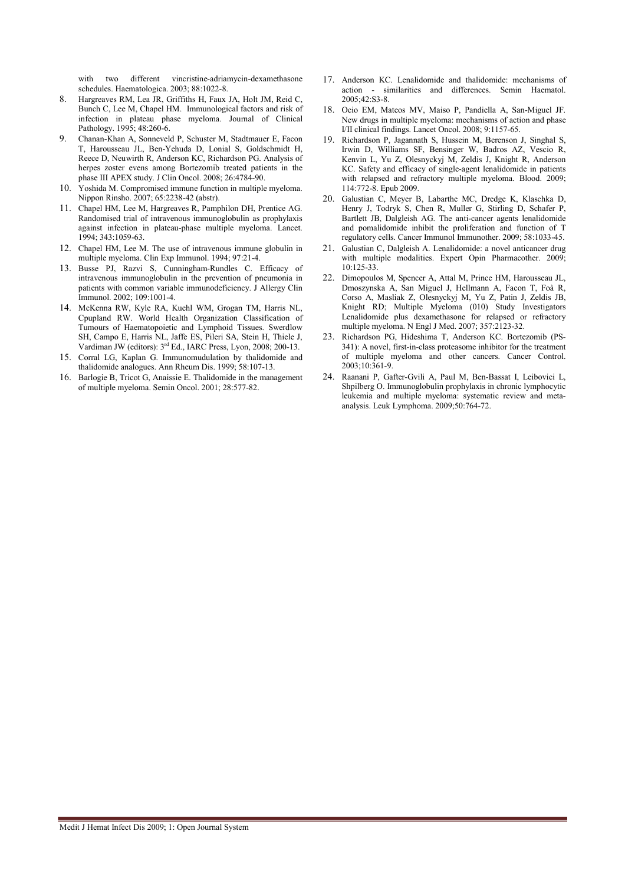with two different vincristine-adriamycin-dexamethasone schedules. Haematologica. 2003; 88:1022-8.

8. Hargreaves RM, Lea JR, Griffiths H, Faux JA, Holt JM, Reid C, Bunch C, Lee M, Chapel HM. Immunological factors and risk of infection in plateau phase myeloma. Journal of Clinical Pathology. 1995; 48:260-6.
9. Chanan-Khan A, Sonneveld P, Schuster M, Stadtmauer E, Facon T, Harousseau JL, Ben-Yehuda D, Lonial S, Goldschmidt H, Reece D, Neuwirth R, Anderson KC, Richardson PG. Analysis of herpes zoster evens among Bortezomib treated patients in the phase III APEX study. J Clin Oncol. 2008; 26:4784-90.
10. Yoshida M. Compromised immune function in multiple myeloma. Nippon Rinsho. 2007; 65:2238-42 (abstr).
11. Chapel HM, Lee M, Hargreaves R, Pamphilon DH, Prentice AG. Randomised trial of intravenous immunoglobulin as prophylaxis against infection in plateau-phase multiple myeloma. Lancet. 1994; 343:1059-63.
12. Chapel HM, Lee M. The use of intravenous immune globulin in multiple myeloma. Clin Exp Immunol. 1994; 97:21-4.
13. Busse PJ, Razvi S, Cunningham-Rundles C. Efficacy of intravenous immunoglobulin in the prevention of pneumonia in patients with common variable immunodeficiency. J Allergy Clin Immunol. 2002; 109:1001-4.
14. McKenna RW, Kyle RA, Kuehl WM, Grogan TM, Harris NL, Cpupland RW. World Health Organization Classification of Tumours of Haematopoietic and Lymphoid Tissues. Swerdlow SH, Campo E, Harris NL, Jaffe ES, Pileri SA, Stein H, Thiele J, Vardiman JW (editors): 3rd Ed., IARC Press, Lyon, 2008; 200-13.
15. Corral LG, Kaplan G. Immunomudulation by thalidomide and thalidomide analogues. Ann Rheum Dis. 1999; 58:107-13.
16. Barlogie B, Tricot G, Anaissie E. Thalidomide in the management of multiple myeloma. Semin Oncol. 2001; 28:577-82.
17. Anderson KC. Lenalidomide and thalidomide: mechanisms of action - similarities and differences. Semin Haematol. 2005;42:S3-8.
18. Ocio EM, Mateos MV, Maiso P, Pandiella A, San-Miguel JF. New drugs in multiple myeloma: mechanisms of action and phase I/II clinical findings. Lancet Oncol. 2008; 9:1157-65.
19. Richardson P, Jagannath S, Hussein M, Berenson J, Singhal S, Irwin D, Williams SF, Bensinger W, Badros AZ, Vescio R, Kenvin L, Yu Z, Olesnyckyj M, Zeldis J, Knight R, Anderson KC. Safety and efficacy of single-agent lenalidomide in patients with relapsed and refractory multiple myeloma. Blood. 2009; 114:772-8. Epub 2009.
20. Galustian C, Meyer B, Labarthe MC, Dredge K, Klaschka D, Henry J, Todryk S, Chen R, Muller G, Stirling D, Schafer P, Bartlett JB, Dalgleish AG. The anti-cancer agents lenalidomide and pomalidomide inhibit the proliferation and function of T regulatory cells. Cancer Immunol Immunother. 2009; 58:1033-45.
21. Galustian C, Dalgleish A. Lenalidomide: a novel anticancer drug with multiple modalities. Expert Opin Pharmacother. 2009; 10:125-33.
22. Dimopoulos M, Spencer A, Attal M, Prince HM, Harousseau JL, Dmoszynska A, San Miguel J, Hellmann A, Facon T, Foà R, Corso A, Masliak Z, Olesnyckyj M, Yu Z, Patin J, Zeldis JB, Knight RD; Multiple Myeloma (010) Study Investigators Lenalidomide plus dexamethasone for relapsed or refractory multiple myeloma. N Engl J Med. 2007; 357:2123-32.
23. Richardson PG, Hideshima T, Anderson KC. Bortezomib (PS-341): A novel, first-in-class proteasome inhibitor for the treatment of multiple myeloma and other cancers. Cancer Control. 2003;10:361-9.
24. Raanani P, Gafter-Gvili A, Paul M, Ben-Bassat I, Leibovici L, Shpilberg O. Immunoglobulin prophylaxis in chronic lymphocytic leukemia and multiple myeloma: systematic review and meta-analysis. Leuk Lymphoma. 2009;50:764-72.